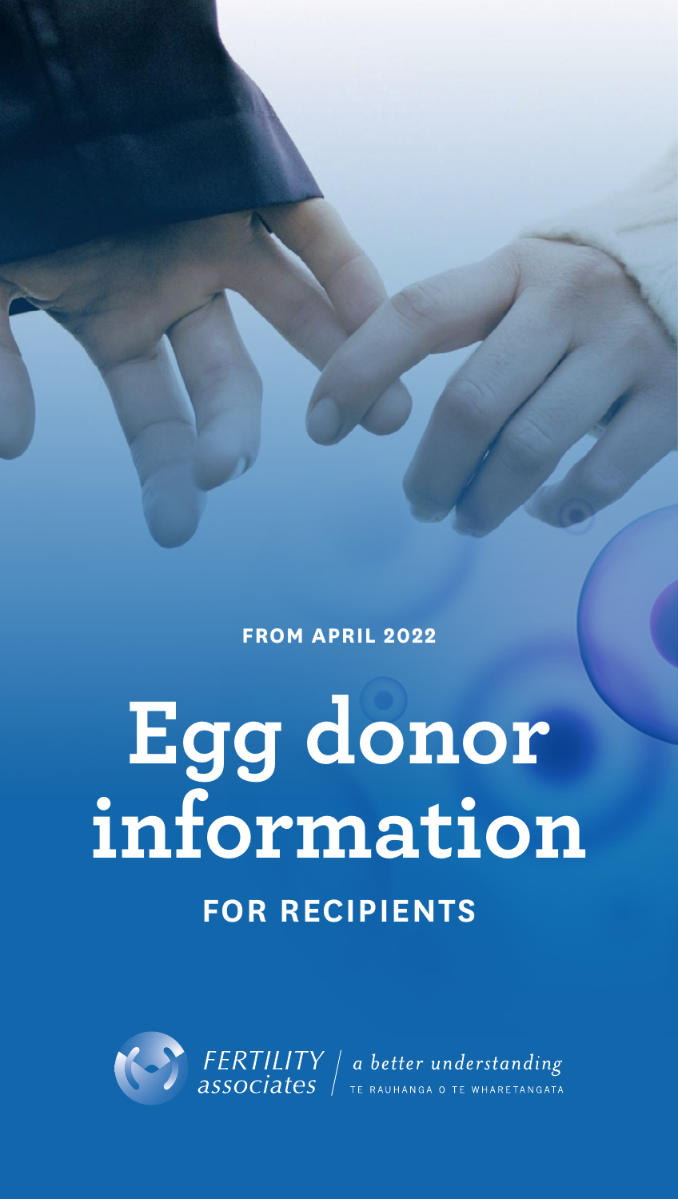**FROM APRIL 2022**

# Egg donor information

## FOR RECIPIENTS

*FERTILITY associates* | *a better understanding*

TE RAUHANGA O TE WHARETANGATA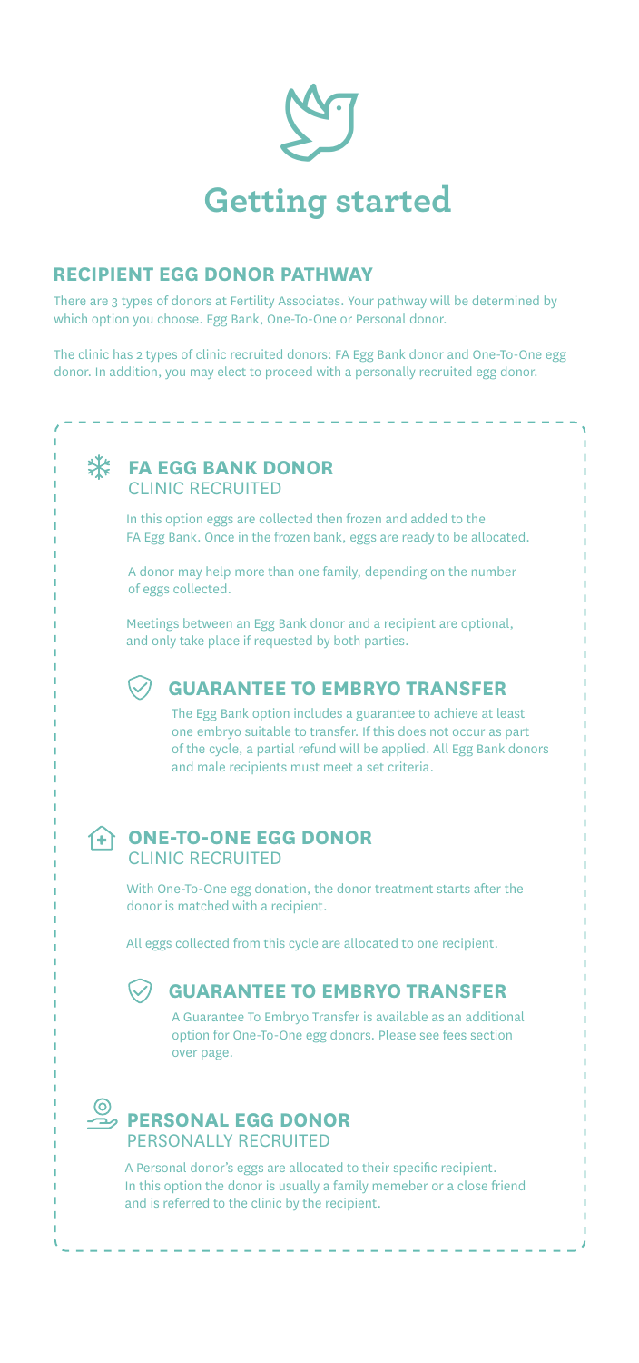# Getting started

## RECIPIENT EGG DONOR PATHWAY

There are 3 types of donors at Fertility Associates. Your pathway will be determined by which option you choose. Egg Bank, One-To-One or Personal donor.

The clinic has 2 types of clinic recruited donors: FA Egg Bank donor and One-To-One egg donor. In addition, you may elect to proceed with a personally recruited egg donor.

### FA EGG BANK DONOR

CLINIC RECRUITED

In this option eggs are collected then frozen and added to the FA Egg Bank. Once in the frozen bank, eggs are ready to be allocated.

A donor may help more than one family, depending on the number of eggs collected.

Meetings between an Egg Bank donor and a recipient are optional, and only take place if requested by both parties.

#### GUARANTEE TO EMBRYO TRANSFER

The Egg Bank option includes a guarantee to achieve at least one embryo suitable to transfer. If this does not occur as part of the cycle, a partial refund will be applied. All Egg Bank donors and male recipients must meet a set criteria.

### ONE-TO-ONE EGG DONOR

CLINIC RECRUITED

With One-To-One egg donation, the donor treatment starts after the donor is matched with a recipient.

All eggs collected from this cycle are allocated to one recipient.

#### GUARANTEE TO EMBRYO TRANSFER

A Guarantee To Embryo Transfer is available as an additional option for One-To-One egg donors. Please see fees section over page.

### PERSONAL EGG DONOR

PERSONALLY RECRUITED

A Personal donor's eggs are allocated to their specific recipient. In this option the donor is usually a family memeber or a close friend and is referred to the clinic by the recipient.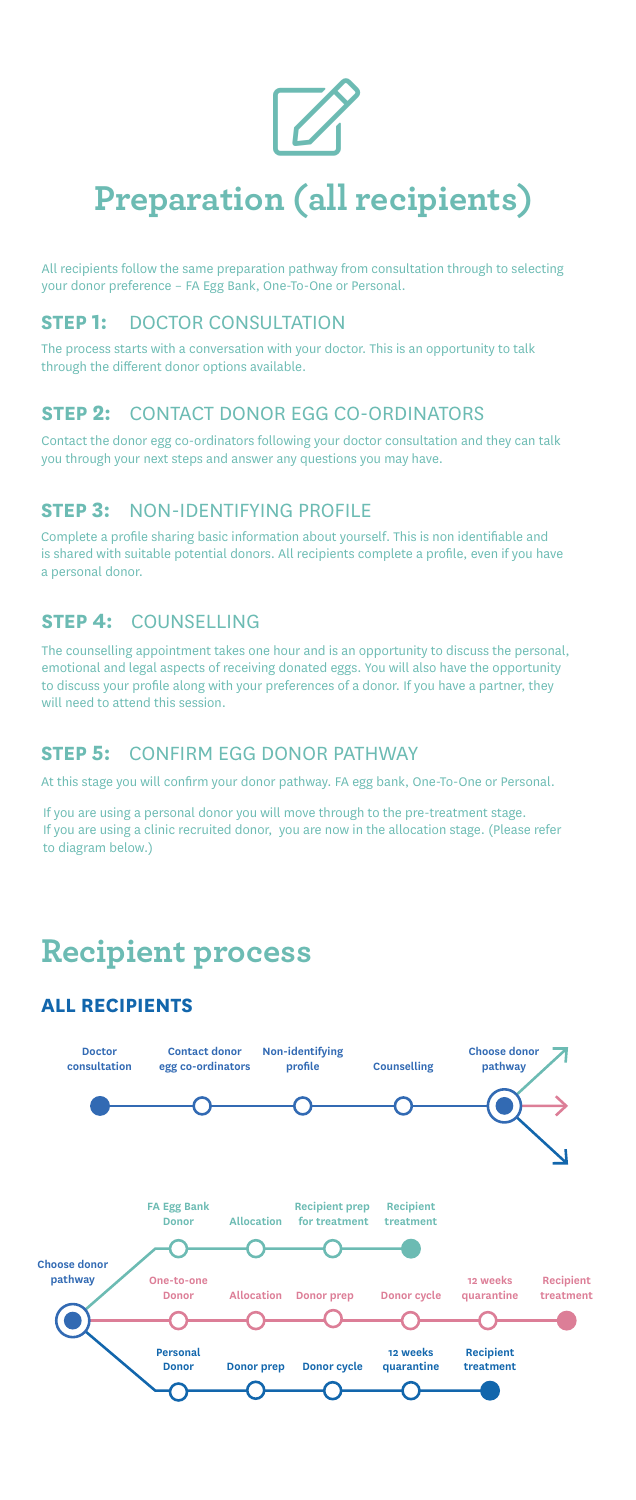# Preparation (all recipients)

All recipients follow the same preparation pathway from consultation through to selecting your donor preference – FA Egg Bank, One-To-One or Personal.

### STEP 1: DOCTOR CONSULTATION

The process starts with a conversation with your doctor. This is an opportunity to talk through the different donor options available.

### STEP 2: CONTACT DONOR EGG CO-ORDINATORS

Contact the donor egg co-ordinators following your doctor consultation and they can talk you through your next steps and answer any questions you may have.

### STEP 3: NON-IDENTIFYING PROFILE

Complete a profile sharing basic information about yourself. This is non identifiable and is shared with suitable potential donors. All recipients complete a profile, even if you have a personal donor.

### STEP 4: COUNSELLING

The counselling appointment takes one hour and is an opportunity to discuss the personal, emotional and legal aspects of receiving donated eggs. You will also have the opportunity to discuss your profile along with your preferences of a donor. If you have a partner, they will need to attend this session.

### STEP 5: CONFIRM EGG DONOR PATHWAY

At this stage you will confirm your donor pathway. FA egg bank, One-To-One or Personal.

If you are using a personal donor you will move through to the pre-treatment stage. If you are using a clinic recruited donor, you are now in the allocation stage. (Please refer to diagram below.)

# Recipient process

## ALL RECIPIENTS

Doctor consultation → Contact donor egg co-ordinators → Non-identifying profile → Counselling → Choose donor pathway

Choose donor pathway:

- FA Egg Bank Donor → Allocation → Recipient prep for treatment → Recipient treatment
- One-to-one Donor → Allocation → Donor prep → Donor cycle → 12 weeks quarantine → Recipient treatment
- Personal Donor → Donor prep → Donor cycle → 12 weeks quarantine → Recipient treatment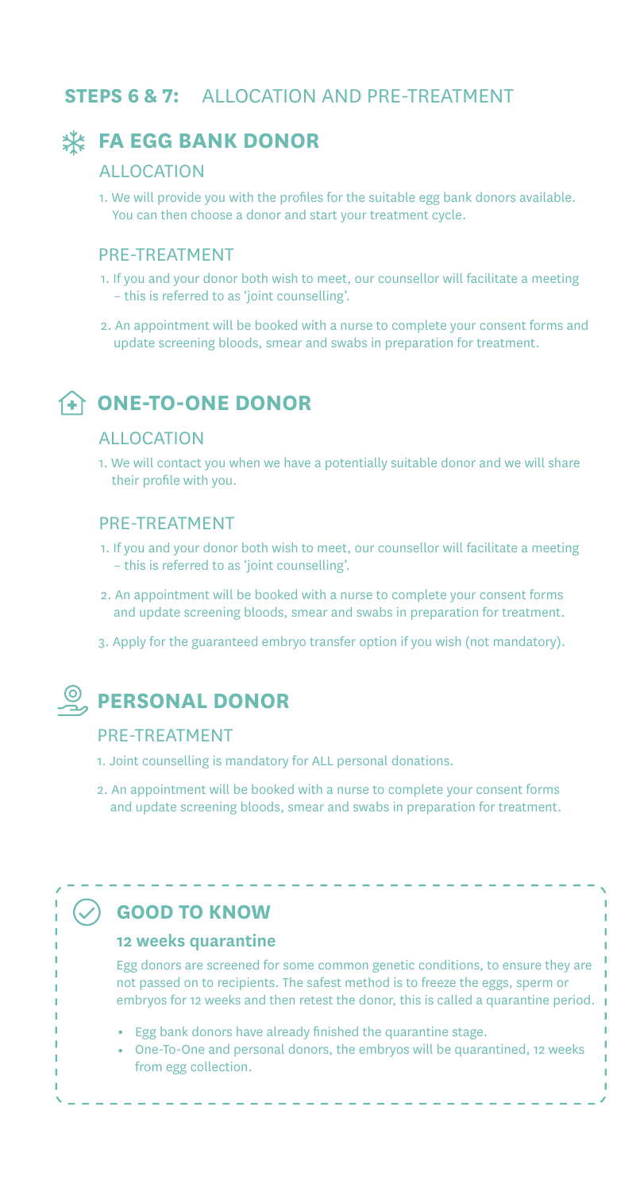## **STEPS 6 & 7:** ALLOCATION AND PRE-TREATMENT

### FA EGG BANK DONOR

#### ALLOCATION

1. We will provide you with the profiles for the suitable egg bank donors available. You can then choose a donor and start your treatment cycle.

#### PRE-TREATMENT

1. If you and your donor both wish to meet, our counsellor will facilitate a meeting – this is referred to as 'joint counselling'.
2. An appointment will be booked with a nurse to complete your consent forms and update screening bloods, smear and swabs in preparation for treatment.

### ONE-TO-ONE DONOR

#### ALLOCATION

1. We will contact you when we have a potentially suitable donor and we will share their profile with you.

#### PRE-TREATMENT

1. If you and your donor both wish to meet, our counsellor will facilitate a meeting – this is referred to as 'joint counselling'.
2. An appointment will be booked with a nurse to complete your consent forms and update screening bloods, smear and swabs in preparation for treatment.
3. Apply for the guaranteed embryo transfer option if you wish (not mandatory).

### PERSONAL DONOR

#### PRE-TREATMENT

1. Joint counselling is mandatory for ALL personal donations.
2. An appointment will be booked with a nurse to complete your consent forms and update screening bloods, smear and swabs in preparation for treatment.

### GOOD TO KNOW

**12 weeks quarantine**

Egg donors are screened for some common genetic conditions, to ensure they are not passed on to recipients. The safest method is to freeze the eggs, sperm or embryos for 12 weeks and then retest the donor, this is called a quarantine period.

- Egg bank donors have already finished the quarantine stage.
- One-To-One and personal donors, the embryos will be quarantined, 12 weeks from egg collection.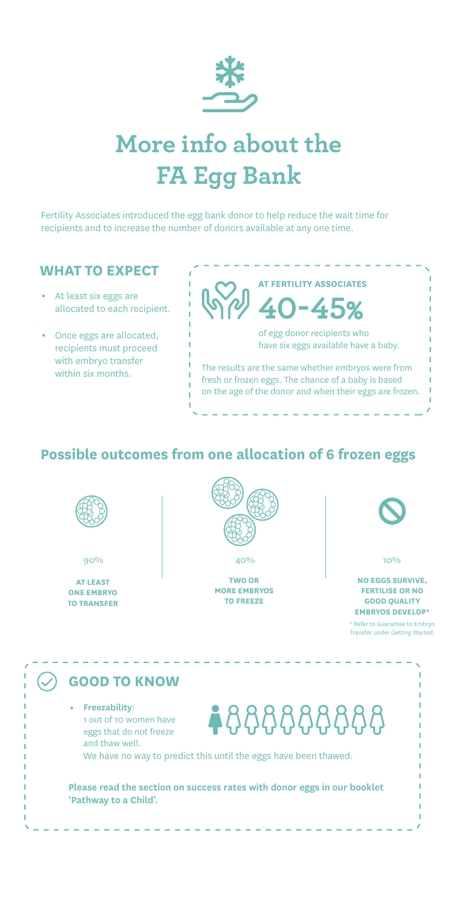# More info about the FA Egg Bank

Fertility Associates introduced the egg bank donor to help reduce the wait time for recipients and to increase the number of donors available at any one time.

## WHAT TO EXPECT

- At least six eggs are allocated to each recipient.
- Once eggs are allocated, recipients must proceed with embryo transfer within six months.

**AT FERTILITY ASSOCIATES**

**40-45%**

of egg donor recipients who have six eggs available have a baby.

The results are the same whether embryos were from fresh or frozen eggs. The chance of a baby is based on the age of the donor and when their eggs are frozen.

## Possible outcomes from one allocation of 6 frozen eggs

90%

**AT LEAST ONE EMBRYO TO TRANSFER**

40%

**TWO OR MORE EMBRYOS TO FREEZE**

10%

**NO EGGS SURVIVE, FERTILISE OR NO GOOD QUALITY EMBRYOS DEVELOP***

* Refer to Guarantee to Embryo Transfer under Getting Started.

## GOOD TO KNOW

- **Freezability**: 1 out of 10 women have eggs that do not freeze and thaw well.

We have no way to predict this until the eggs have been thawed.

**Please read the section on success rates with donor eggs in our booklet 'Pathway to a Child'.**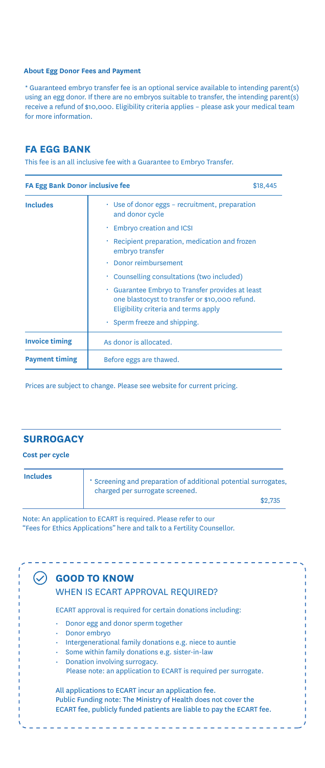**About Egg Donor Fees and Payment**

* Guaranteed embryo transfer fee is an optional service available to intending parent(s) using an egg donor. If there are no embryos suitable to transfer, the intending parent(s) receive a refund of $10,000. Eligibility criteria applies – please ask your medical team for more information.

## FA EGG BANK

This fee is an all inclusive fee with a Guarantee to Embryo Transfer.

| FA Egg Bank Donor inclusive fee | $18,445 |
| --- | --- |
| **Includes** | • Use of donor eggs – recruitment, preparation and donor cycle<br>• Embryo creation and ICSI<br>• Recipient preparation, medication and frozen embryo transfer<br>• Donor reimbursement<br>• Counselling consultations (two included)<br>• Guarantee Embryo to Transfer provides at least one blastocyst to transfer or $10,000 refund. Eligibility criteria and terms apply<br>• Sperm freeze and shipping. |
| **Invoice timing** | As donor is allocated. |
| **Payment timing** | Before eggs are thawed. |

Prices are subject to change. Please see website for current pricing.

## SURROGACY

**Cost per cycle**

| Includes | |
| --- | --- |
| | * Screening and preparation of additional potential surrogates, charged per surrogate screened. $2,735 |

Note: An application to ECART is required. Please refer to our "Fees for Ethics Applications" here and talk to a Fertility Counsellor.

### GOOD TO KNOW

WHEN IS ECART APPROVAL REQUIRED?

ECART approval is required for certain donations including:

- Donor egg and donor sperm together
- Donor embryo
- Intergenerational family donations e.g. niece to auntie
- Some within family donations e.g. sister-in-law
- Donation involving surrogacy.
  Please note: an application to ECART is required per surrogate.

All applications to ECART incur an application fee.
Public Funding note: The Ministry of Health does not cover the ECART fee, publicly funded patients are liable to pay the ECART fee.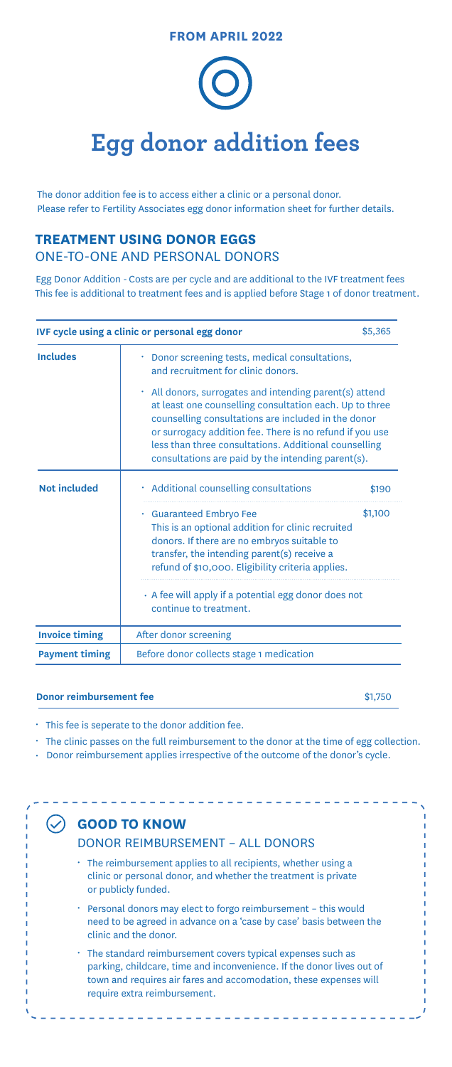**FROM APRIL 2022**

# Egg donor addition fees

The donor addition fee is to access either a clinic or a personal donor.
Please refer to Fertility Associates egg donor information sheet for further details.

## TREATMENT USING DONOR EGGS

ONE-TO-ONE AND PERSONAL DONORS

Egg Donor Addition - Costs are per cycle and are additional to the IVF treatment fees
This fee is additional to treatment fees and is applied before Stage 1 of donor treatment.

| IVF cycle using a clinic or personal egg donor | | $5,365 |
|---|---|---|
| **Includes** | • Donor screening tests, medical consultations, and recruitment for clinic donors.<br>• All donors, surrogates and intending parent(s) attend at least one counselling consultation each. Up to three counselling consultations are included in the donor or surrogacy addition fee. There is no refund if you use less than three consultations. Additional counselling consultations are paid by the intending parent(s). | |
| **Not included** | • Additional counselling consultations | $190 |
| | • Guaranteed Embryo Fee<br>This is an optional addition for clinic recruited donors. If there are no embryos suitable to transfer, the intending parent(s) receive a refund of $10,000. Eligibility criteria applies. | $1,100 |
| | • A fee will apply if a potential egg donor does not continue to treatment. | |
| **Invoice timing** | After donor screening | |
| **Payment timing** | Before donor collects stage 1 medication | |

**Donor reimbursement fee** $1,750

- This fee is seperate to the donor addition fee.
- The clinic passes on the full reimbursement to the donor at the time of egg collection.
- Donor reimbursement applies irrespective of the outcome of the donor's cycle.

### GOOD TO KNOW

DONOR REIMBURSEMENT – ALL DONORS

- The reimbursement applies to all recipients, whether using a clinic or personal donor, and whether the treatment is private or publicly funded.
- Personal donors may elect to forgo reimbursement – this would need to be agreed in advance on a 'case by case' basis between the clinic and the donor.
- The standard reimbursement covers typical expenses such as parking, childcare, time and inconvenience. If the donor lives out of town and requires air fares and accomodation, these expenses will require extra reimbursement.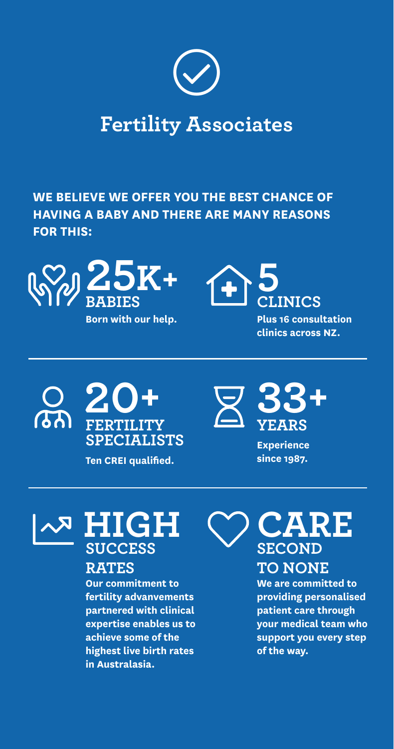# Fertility Associates

**WE BELIEVE WE OFFER YOU THE BEST CHANCE OF HAVING A BABY AND THERE ARE MANY REASONS FOR THIS:**

## 25K+ BABIES

**Born with our help.**

## 5 CLINICS

**Plus 16 consultation clinics across NZ.**

## 20+ FERTILITY SPECIALISTS

**Ten CREI qualified.**

## 33+ YEARS

**Experience since 1987.**

## HIGH SUCCESS RATES

**Our commitment to fertility advanvements partnered with clinical expertise enables us to achieve some of the highest live birth rates in Australasia.**

## CARE SECOND TO NONE

**We are committed to providing personalised patient care through your medical team who support you every step of the way.**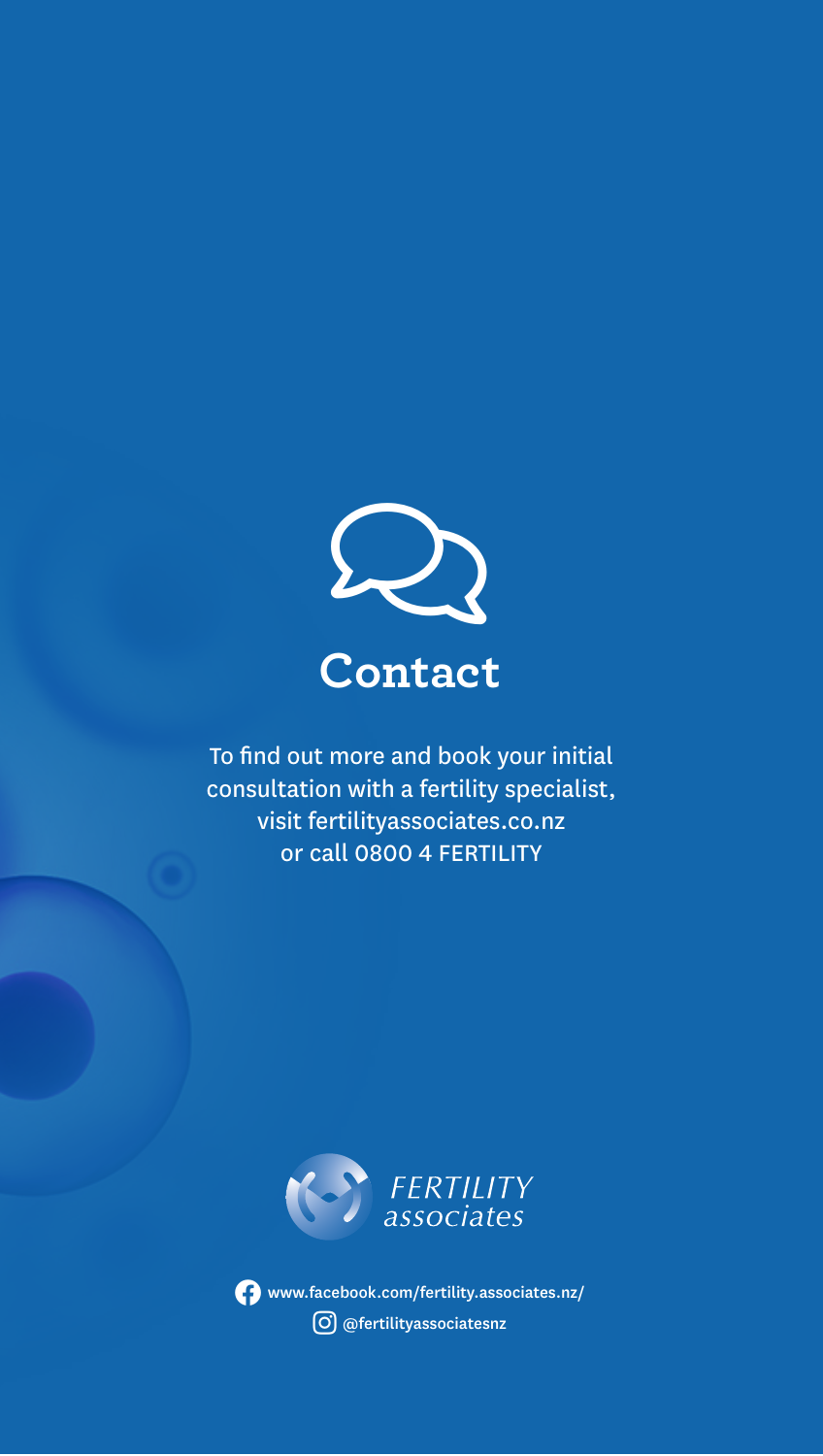# Contact

To find out more and book your initial consultation with a fertility specialist, visit fertilityassociates.co.nz or call 0800 4 FERTILITY

FERTILITY associates

www.facebook.com/fertility.associates.nz/

@fertilityassociatesnz